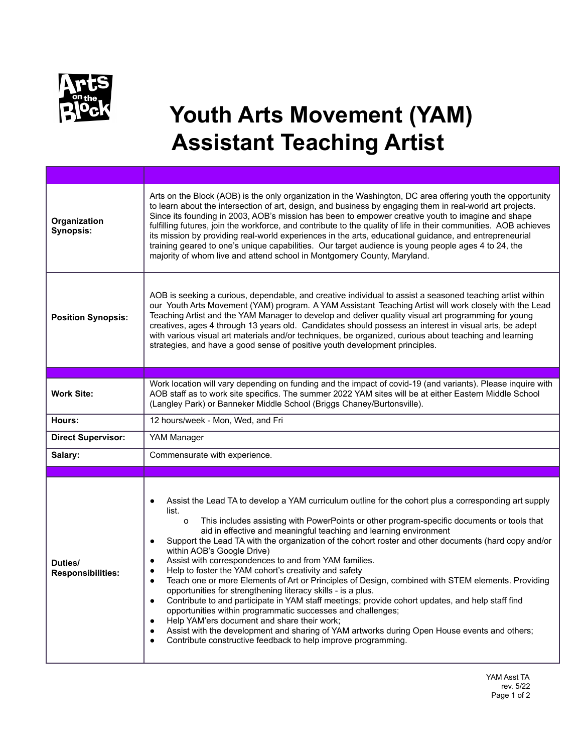# Youth Arts Movement (YAM) Assistant Teaching Artist

| | |
|---|---|
| **Organization Synopsis:** | Arts on the Block (AOB) is the only organization in the Washington, DC area offering youth the opportunity to learn about the intersection of art, design, and business by engaging them in real-world art projects. Since its founding in 2003, AOB's mission has been to empower creative youth to imagine and shape fulfilling futures, join the workforce, and contribute to the quality of life in their communities. AOB achieves its mission by providing real-world experiences in the arts, educational guidance, and entrepreneurial training geared to one's unique capabilities. Our target audience is young people ages 4 to 24, the majority of whom live and attend school in Montgomery County, Maryland. |
| **Position Synopsis:** | AOB is seeking a curious, dependable, and creative individual to assist a seasoned teaching artist within our Youth Arts Movement (YAM) program. A YAM Assistant Teaching Artist will work closely with the Lead Teaching Artist and the YAM Manager to develop and deliver quality visual art programming for young creatives, ages 4 through 13 years old. Candidates should possess an interest in visual arts, be adept with various visual art materials and/or techniques, be organized, curious about teaching and learning strategies, and have a good sense of positive youth development principles. |
| | |
| **Work Site:** | Work location will vary depending on funding and the impact of covid-19 (and variants). Please inquire with AOB staff as to work site specifics. The summer 2022 YAM sites will be at either Eastern Middle School (Langley Park) or Banneker Middle School (Briggs Chaney/Burtonsville). |
| **Hours:** | 12 hours/week - Mon, Wed, and Fri |
| **Direct Supervisor:** | YAM Manager |
| **Salary:** | Commensurate with experience. |
| | |
| **Duties/ Responsibilities:** | • Assist the Lead TA to develop a YAM curriculum outline for the cohort plus a corresponding art supply list.<br>&nbsp;&nbsp;&nbsp;&nbsp;o This includes assisting with PowerPoints or other program-specific documents or tools that aid in effective and meaningful teaching and learning environment<br>• Support the Lead TA with the organization of the cohort roster and other documents (hard copy and/or within AOB's Google Drive)<br>• Assist with correspondences to and from YAM families.<br>• Help to foster the YAM cohort's creativity and safety<br>• Teach one or more Elements of Art or Principles of Design, combined with STEM elements. Providing opportunities for strengthening literacy skills - is a plus.<br>• Contribute to and participate in YAM staff meetings; provide cohort updates, and help staff find opportunities within programmatic successes and challenges;<br>• Help YAM'ers document and share their work;<br>• Assist with the development and sharing of YAM artworks during Open House events and others;<br>• Contribute constructive feedback to help improve programming. |

YAM Asst TA
rev. 5/22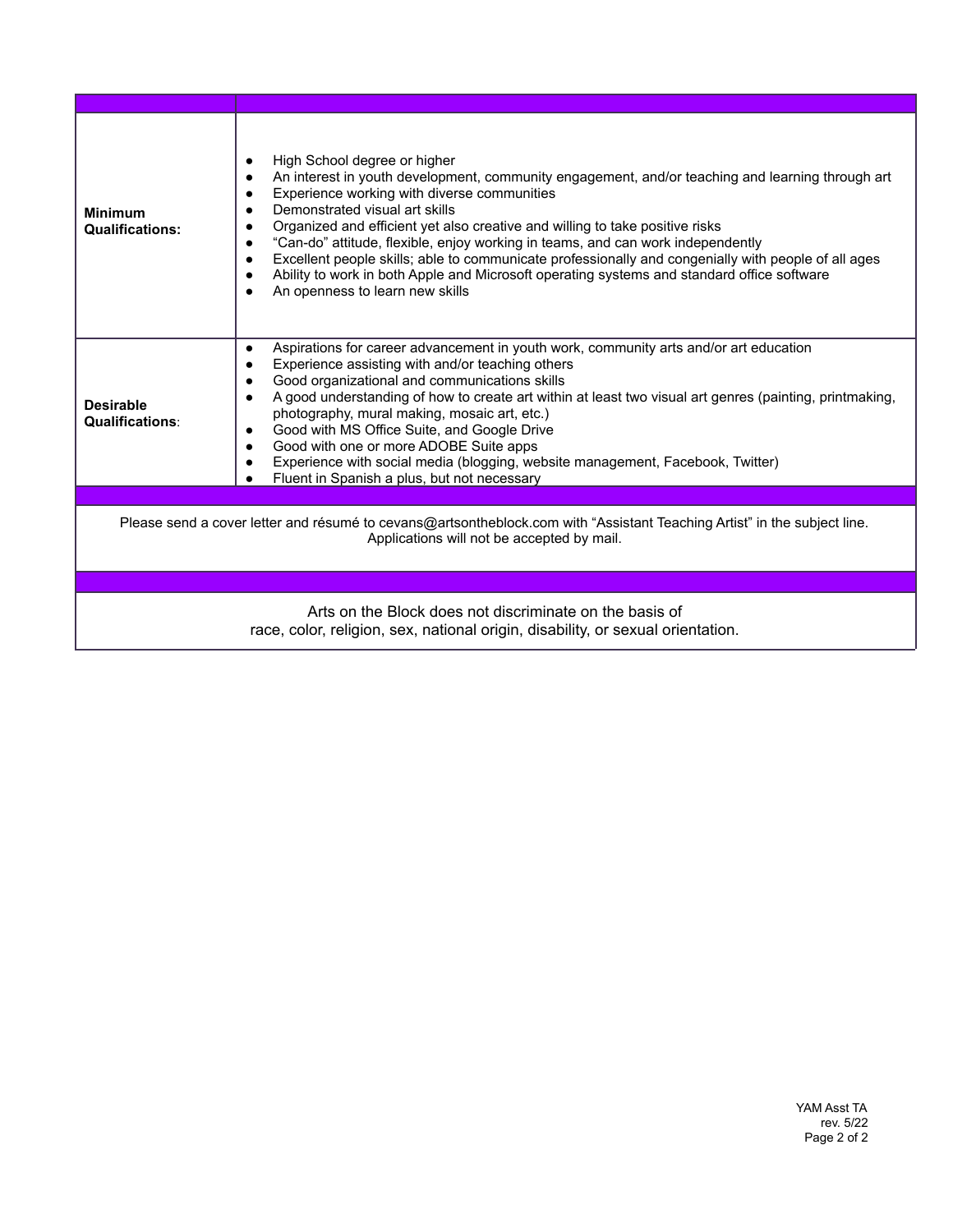| | |
|---|---|
| **Minimum Qualifications:** | • High School degree or higher<br>• An interest in youth development, community engagement, and/or teaching and learning through art<br>• Experience working with diverse communities<br>• Demonstrated visual art skills<br>• Organized and efficient yet also creative and willing to take positive risks<br>• “Can-do” attitude, flexible, enjoy working in teams, and can work independently<br>• Excellent people skills; able to communicate professionally and congenially with people of all ages<br>• Ability to work in both Apple and Microsoft operating systems and standard office software<br>• An openness to learn new skills |
| **Desirable Qualifications**: | • Aspirations for career advancement in youth work, community arts and/or art education<br>• Experience assisting with and/or teaching others<br>• Good organizational and communications skills<br>• A good understanding of how to create art within at least two visual art genres (painting, printmaking, photography, mural making, mosaic art, etc.)<br>• Good with MS Office Suite, and Google Drive<br>• Good with one or more ADOBE Suite apps<br>• Experience with social media (blogging, website management, Facebook, Twitter)<br>• Fluent in Spanish a plus, but not necessary |

Please send a cover letter and résumé to cevans@artsontheblock.com with “Assistant Teaching Artist” in the subject line. Applications will not be accepted by mail.

Arts on the Block does not discriminate on the basis of race, color, religion, sex, national origin, disability, or sexual orientation.

YAM Asst TA
rev. 5/22